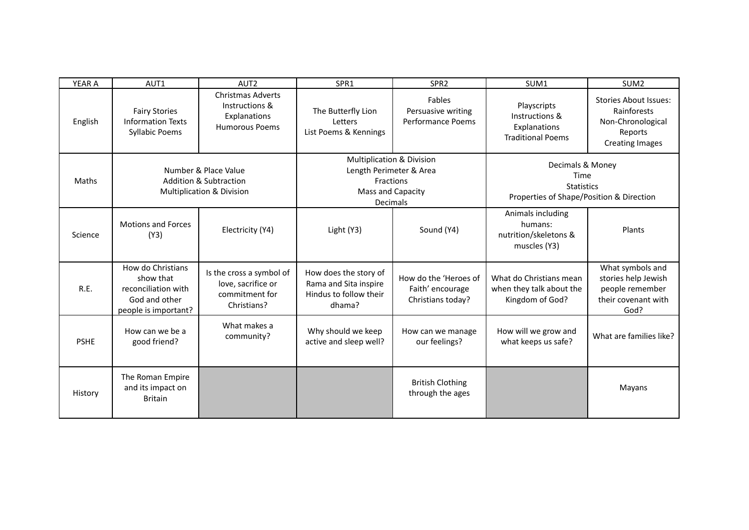| YEAR A | AUT1 | AUT2 | SPR1 | SPR2 | SUM1 | SUM2 |
|---|---|---|---|---|---|---|
| English | Fairy Stories<br>Information Texts<br>Syllabic Poems | Christmas Adverts<br>Instructions & Explanations<br>Humorous Poems | The Butterfly Lion<br>Letters<br>List Poems & Kennings | Fables<br>Persuasive writing<br>Performance Poems | Playscripts<br>Instructions & Explanations<br>Traditional Poems | Stories About Issues: Rainforests<br>Non-Chronological Reports<br>Creating Images |
| Maths | Number & Place Value<br>Addition & Subtraction<br>Multiplication & Division | | Multiplication & Division<br>Length Perimeter & Area<br>Fractions<br>Mass and Capacity<br>Decimals | | Decimals & Money<br>Time<br>Statistics<br>Properties of Shape/Position & Direction | |
| Science | Motions and Forces (Y3) | Electricity (Y4) | Light (Y3) | Sound (Y4) | Animals including humans: nutrition/skeletons & muscles (Y3) | Plants |
| R.E. | How do Christians show that reconciliation with God and other people is important? | Is the cross a symbol of love, sacrifice or commitment for Christians? | How does the story of Rama and Sita inspire Hindus to follow their dhama? | How do the 'Heroes of Faith' encourage Christians today? | What do Christians mean when they talk about the Kingdom of God? | What symbols and stories help Jewish people remember their covenant with God? |
| PSHE | How can we be a good friend? | What makes a community? | Why should we keep active and sleep well? | How can we manage our feelings? | How will we grow and what keeps us safe? | What are families like? |
| History | The Roman Empire and its impact on Britain | | | British Clothing through the ages | | Mayans |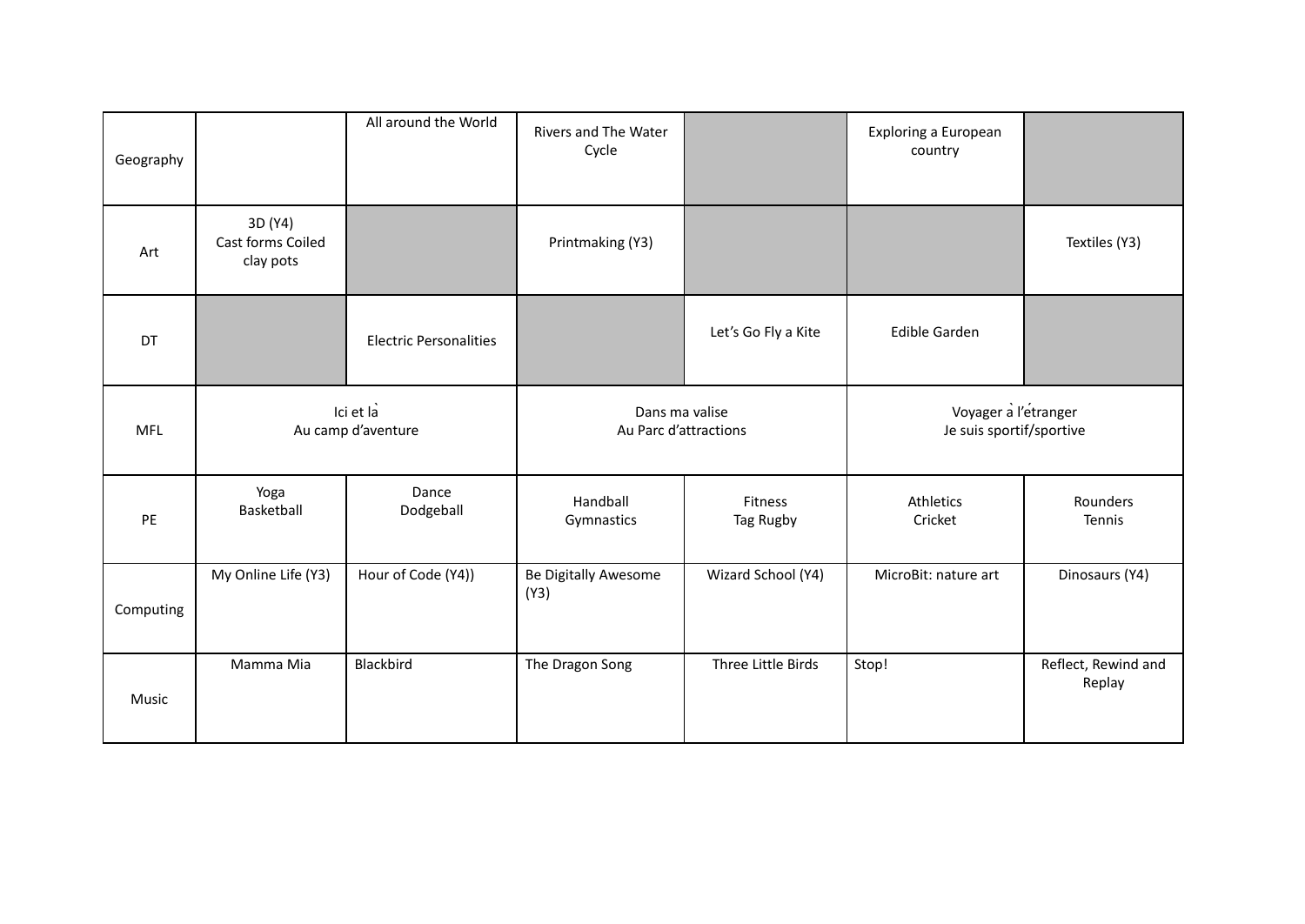| Geography | | All around the World | Rivers and The Water Cycle | | Exploring a European country | |
|---|---|---|---|---|---|---|
| Art | 3D (Y4) Cast forms Coiled clay pots | | Printmaking (Y3) | | | Textiles (Y3) |
| DT | | Electric Personalities | | Let's Go Fly a Kite | Edible Garden | |
| MFL | Ici et là Au camp d'aventure | | Dans ma valise Au Parc d'attractions | | Voyager à l'étranger Je suis sportif/sportive | |
| PE | Yoga Basketball | Dance Dodgeball | Handball Gymnastics | Fitness Tag Rugby | Athletics Cricket | Rounders Tennis |
| Computing | My Online Life (Y3) | Hour of Code (Y4)) | Be Digitally Awesome (Y3) | Wizard School (Y4) | MicroBit: nature art | Dinosaurs (Y4) |
| Music | Mamma Mia | Blackbird | The Dragon Song | Three Little Birds | Stop! | Reflect, Rewind and Replay |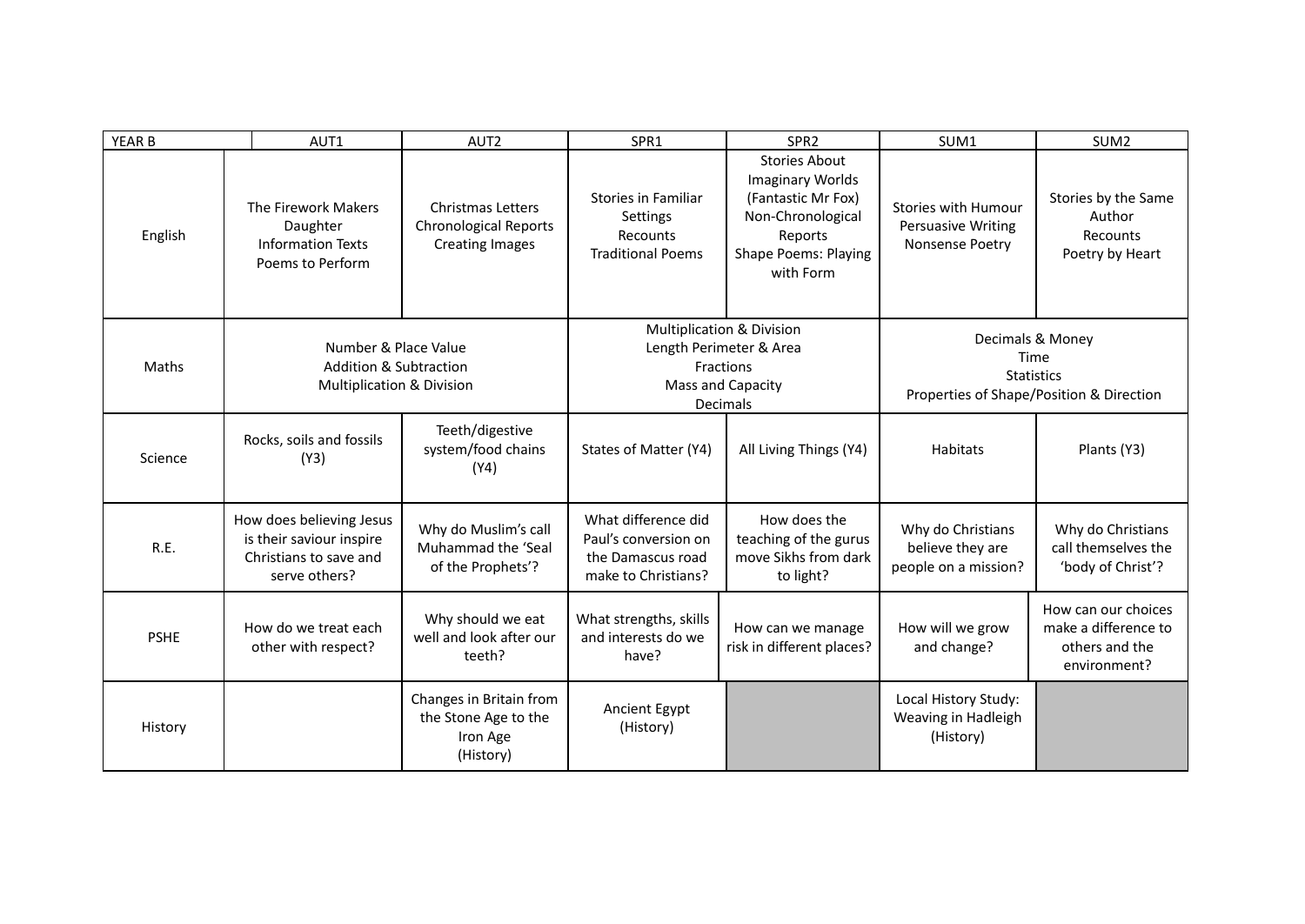| YEAR B | AUT1 | AUT2 | SPR1 | SPR2 | SUM1 | SUM2 |
|---|---|---|---|---|---|---|
| English | The Firework Makers Daughter<br>Information Texts<br>Poems to Perform | Christmas Letters<br>Chronological Reports<br>Creating Images | Stories in Familiar Settings<br>Recounts<br>Traditional Poems | Stories About Imaginary Worlds (Fantastic Mr Fox)<br>Non-Chronological Reports<br>Shape Poems: Playing with Form | Stories with Humour<br>Persuasive Writing<br>Nonsense Poetry | Stories by the Same Author<br>Recounts<br>Poetry by Heart |
| Maths | Number & Place Value<br>Addition & Subtraction<br>Multiplication & Division | | Multiplication & Division<br>Length Perimeter & Area<br>Fractions<br>Mass and Capacity<br>Decimals | | Decimals & Money<br>Time<br>Statistics<br>Properties of Shape/Position & Direction | |
| Science | Rocks, soils and fossils (Y3) | Teeth/digestive system/food chains (Y4) | States of Matter (Y4) | All Living Things (Y4) | Habitats | Plants (Y3) |
| R.E. | How does believing Jesus is their saviour inspire Christians to save and serve others? | Why do Muslim's call Muhammad the 'Seal of the Prophets'? | What difference did Paul's conversion on the Damascus road make to Christians? | How does the teaching of the gurus move Sikhs from dark to light? | Why do Christians believe they are people on a mission? | Why do Christians call themselves the 'body of Christ'? |
| PSHE | How do we treat each other with respect? | Why should we eat well and look after our teeth? | What strengths, skills and interests do we have? | How can we manage risk in different places? | How will we grow and change? | How can our choices make a difference to others and the environment? |
| History | | Changes in Britain from the Stone Age to the Iron Age (History) | Ancient Egypt (History) | | Local History Study: Weaving in Hadleigh (History) | |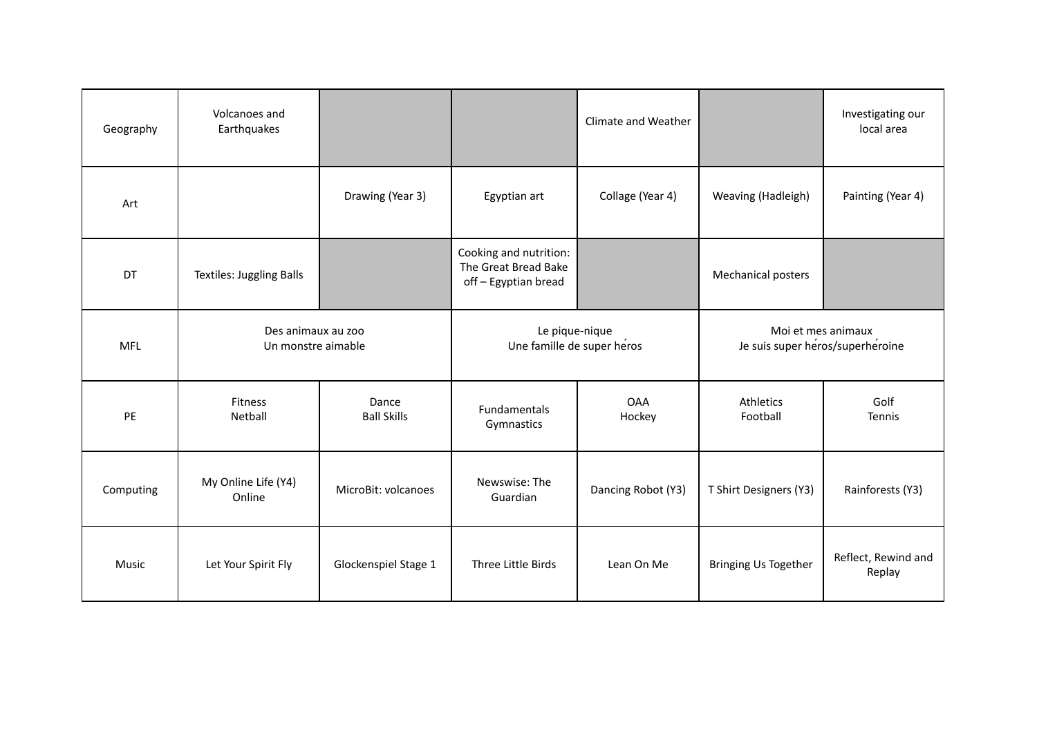| | | | | | | |
|---|---|---|---|---|---|---|
| Geography | Volcanoes and Earthquakes | | | Climate and Weather | | Investigating our local area |
| Art | | Drawing (Year 3) | Egyptian art | Collage (Year 4) | Weaving (Hadleigh) | Painting (Year 4) |
| DT | Textiles: Juggling Balls | | Cooking and nutrition: The Great Bread Bake off – Egyptian bread | | Mechanical posters | |
| MFL | Des animaux au zoo<br>Un monstre aimable | | Le pique-nique<br>Une famille de super héros | | Moi et mes animaux<br>Je suis super héros/superhéroine | |
| PE | Fitness<br>Netball | Dance<br>Ball Skills | Fundamentals<br>Gymnastics | OAA<br>Hockey | Athletics<br>Football | Golf<br>Tennis |
| Computing | My Online Life (Y4)<br>Online | MicroBit: volcanoes | Newswise: The Guardian | Dancing Robot (Y3) | T Shirt Designers (Y3) | Rainforests (Y3) |
| Music | Let Your Spirit Fly | Glockenspiel Stage 1 | Three Little Birds | Lean On Me | Bringing Us Together | Reflect, Rewind and Replay |